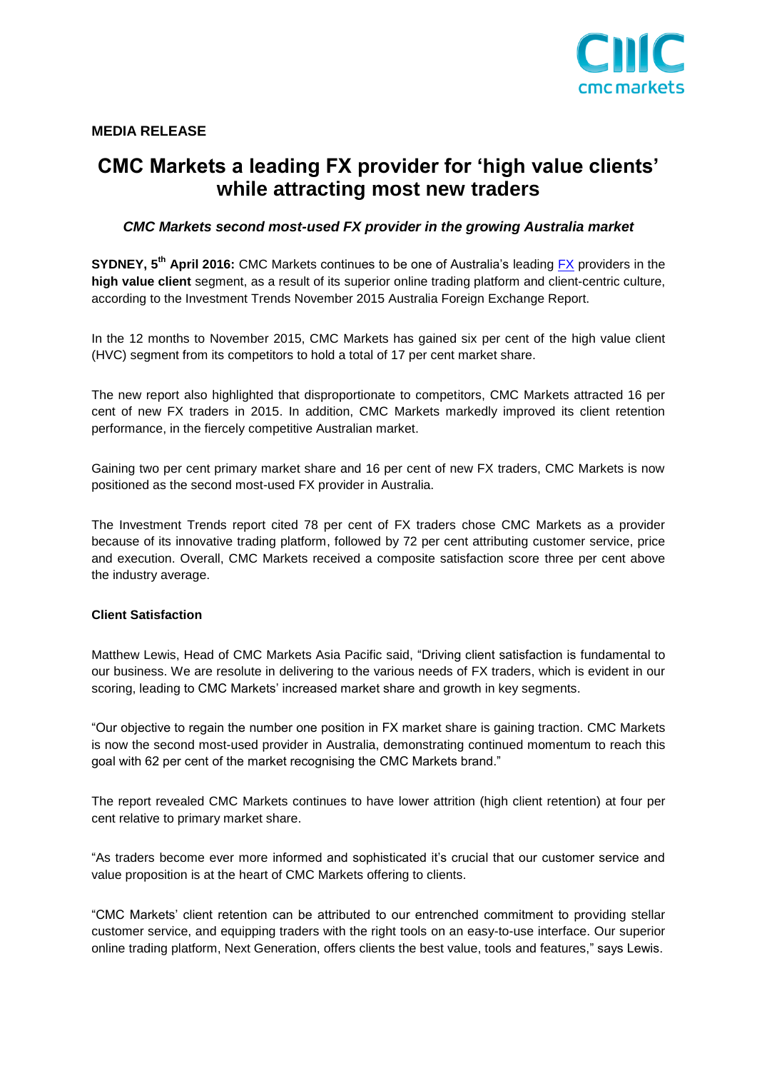**MEDIA RELEASE**

# CMC Markets a leading FX provider for 'high value clients' while attracting most new traders

### *CMC Markets second most-used FX provider in the growing Australia market*

**SYDNEY, 5th April 2016:** CMC Markets continues to be one of Australia's leading FX providers in the **high value client** segment, as a result of its superior online trading platform and client-centric culture, according to the Investment Trends November 2015 Australia Foreign Exchange Report.

In the 12 months to November 2015, CMC Markets has gained six per cent of the high value client (HVC) segment from its competitors to hold a total of 17 per cent market share.

The new report also highlighted that disproportionate to competitors, CMC Markets attracted 16 per cent of new FX traders in 2015. In addition, CMC Markets markedly improved its client retention performance, in the fiercely competitive Australian market.

Gaining two per cent primary market share and 16 per cent of new FX traders, CMC Markets is now positioned as the second most-used FX provider in Australia.

The Investment Trends report cited 78 per cent of FX traders chose CMC Markets as a provider because of its innovative trading platform, followed by 72 per cent attributing customer service, price and execution. Overall, CMC Markets received a composite satisfaction score three per cent above the industry average.

**Client Satisfaction**

Matthew Lewis, Head of CMC Markets Asia Pacific said, "Driving client satisfaction is fundamental to our business. We are resolute in delivering to the various needs of FX traders, which is evident in our scoring, leading to CMC Markets' increased market share and growth in key segments.

"Our objective to regain the number one position in FX market share is gaining traction. CMC Markets is now the second most-used provider in Australia, demonstrating continued momentum to reach this goal with 62 per cent of the market recognising the CMC Markets brand."

The report revealed CMC Markets continues to have lower attrition (high client retention) at four per cent relative to primary market share.

"As traders become ever more informed and sophisticated it's crucial that our customer service and value proposition is at the heart of CMC Markets offering to clients.

"CMC Markets' client retention can be attributed to our entrenched commitment to providing stellar customer service, and equipping traders with the right tools on an easy-to-use interface. Our superior online trading platform, Next Generation, offers clients the best value, tools and features," says Lewis.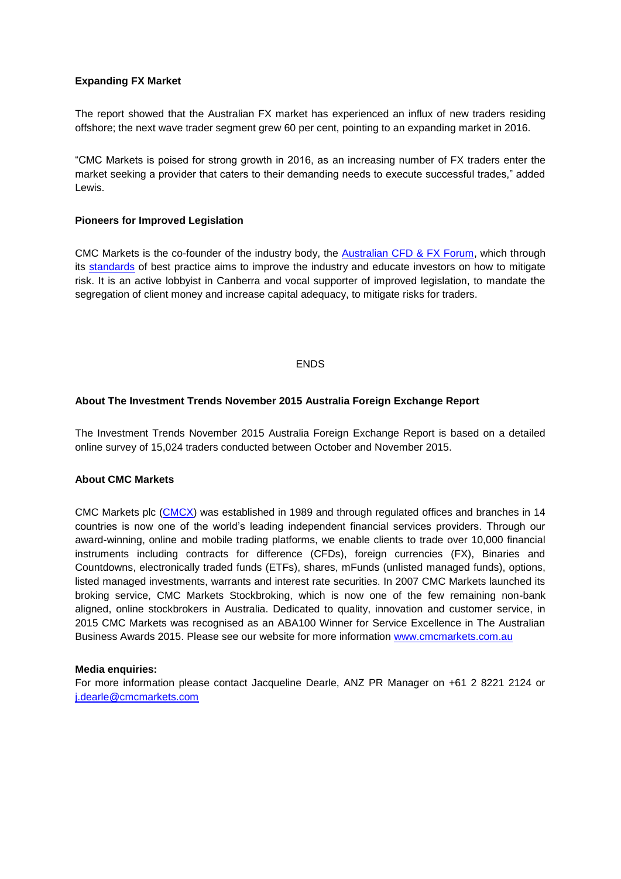**Expanding FX Market**

The report showed that the Australian FX market has experienced an influx of new traders residing offshore; the next wave trader segment grew 60 per cent, pointing to an expanding market in 2016.

"CMC Markets is poised for strong growth in 2016, as an increasing number of FX traders enter the market seeking a provider that caters to their demanding needs to execute successful trades," added Lewis.

**Pioneers for Improved Legislation**

CMC Markets is the co-founder of the industry body, the Australian CFD & FX Forum, which through its standards of best practice aims to improve the industry and educate investors on how to mitigate risk. It is an active lobbyist in Canberra and vocal supporter of improved legislation, to mandate the segregation of client money and increase capital adequacy, to mitigate risks for traders.

ENDS

**About The Investment Trends November 2015 Australia Foreign Exchange Report**

The Investment Trends November 2015 Australia Foreign Exchange Report is based on a detailed online survey of 15,024 traders conducted between October and November 2015.

**About CMC Markets**

CMC Markets plc (CMCX) was established in 1989 and through regulated offices and branches in 14 countries is now one of the world's leading independent financial services providers. Through our award-winning, online and mobile trading platforms, we enable clients to trade over 10,000 financial instruments including contracts for difference (CFDs), foreign currencies (FX), Binaries and Countdowns, electronically traded funds (ETFs), shares, mFunds (unlisted managed funds), options, listed managed investments, warrants and interest rate securities. In 2007 CMC Markets launched its broking service, CMC Markets Stockbroking, which is now one of the few remaining non-bank aligned, online stockbrokers in Australia. Dedicated to quality, innovation and customer service, in 2015 CMC Markets was recognised as an ABA100 Winner for Service Excellence in The Australian Business Awards 2015. Please see our website for more information www.cmcmarkets.com.au

**Media enquiries:**
For more information please contact Jacqueline Dearle, ANZ PR Manager on +61 2 8221 2124 or j.dearle@cmcmarkets.com